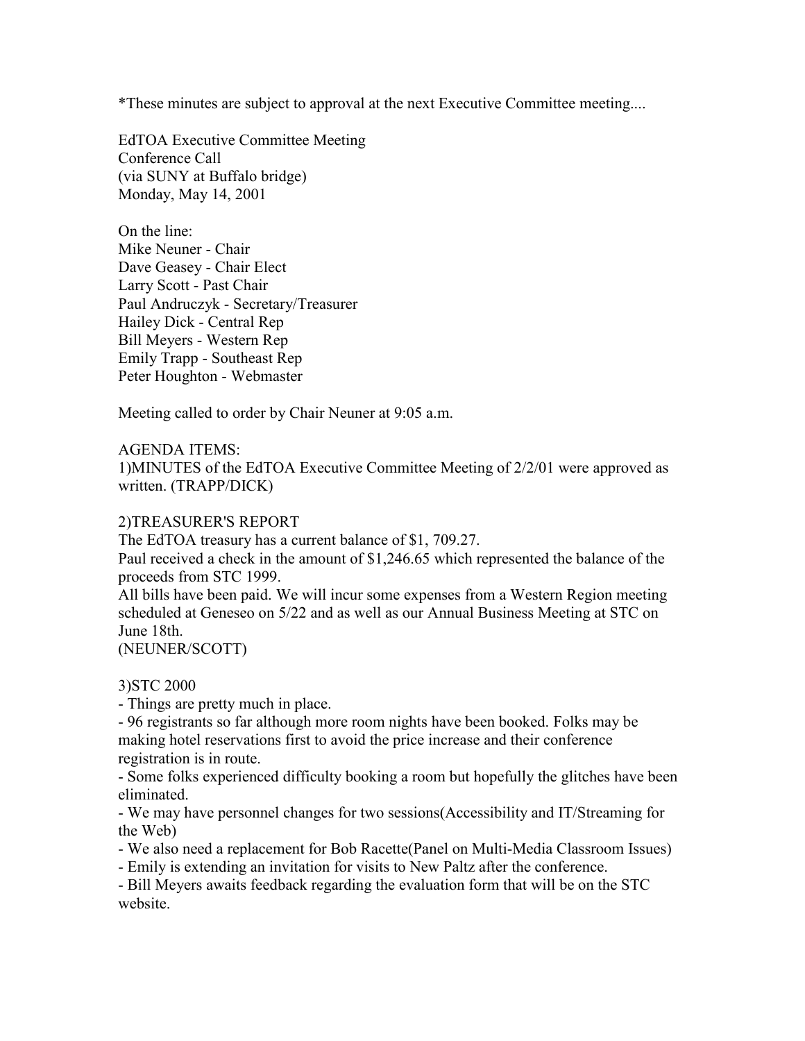*These minutes are subject to approval at the next Executive Committee meeting....

EdTOA Executive Committee Meeting
Conference Call
(via SUNY at Buffalo bridge)
Monday, May 14, 2001

On the line:
Mike Neuner - Chair
Dave Geasey - Chair Elect
Larry Scott - Past Chair
Paul Andruczyk - Secretary/Treasurer
Hailey Dick - Central Rep
Bill Meyers - Western Rep
Emily Trapp - Southeast Rep
Peter Houghton - Webmaster

Meeting called to order by Chair Neuner at 9:05 a.m.

AGENDA ITEMS:
1)MINUTES of the EdTOA Executive Committee Meeting of 2/2/01 were approved as written. (TRAPP/DICK)

2)TREASURER'S REPORT
The EdTOA treasury has a current balance of $1, 709.27.
Paul received a check in the amount of $1,246.65 which represented the balance of the proceeds from STC 1999.
All bills have been paid. We will incur some expenses from a Western Region meeting scheduled at Geneseo on 5/22 and as well as our Annual Business Meeting at STC on June 18th.
(NEUNER/SCOTT)

3)STC 2000
- Things are pretty much in place.
- 96 registrants so far although more room nights have been booked. Folks may be making hotel reservations first to avoid the price increase and their conference registration is in route.
- Some folks experienced difficulty booking a room but hopefully the glitches have been eliminated.
- We may have personnel changes for two sessions(Accessibility and IT/Streaming for the Web)
- We also need a replacement for Bob Racette(Panel on Multi-Media Classroom Issues)
- Emily is extending an invitation for visits to New Paltz after the conference.
- Bill Meyers awaits feedback regarding the evaluation form that will be on the STC website.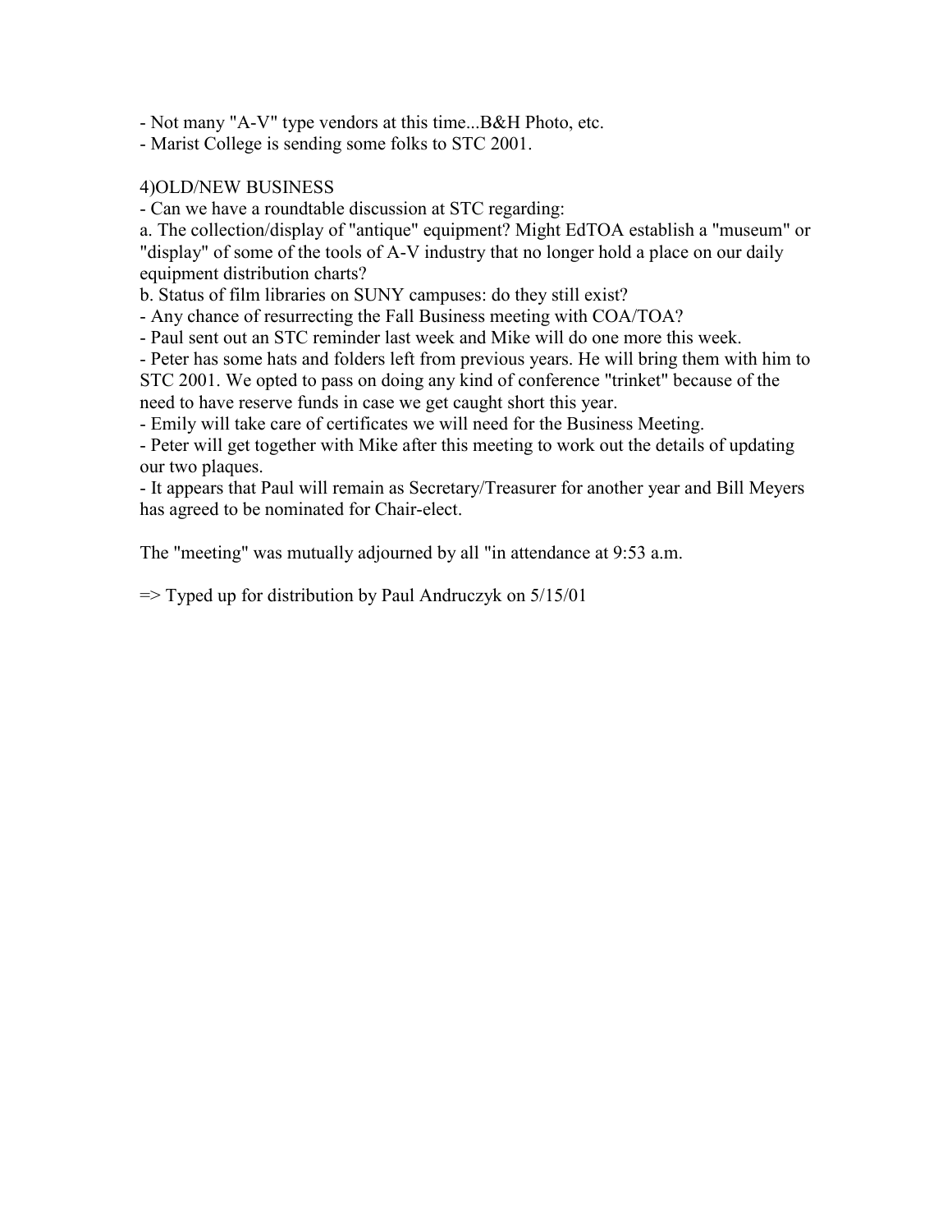- Not many "A-V" type vendors at this time...B&H Photo, etc.
- Marist College is sending some folks to STC 2001.

4)OLD/NEW BUSINESS

- Can we have a roundtable discussion at STC regarding:

a. The collection/display of "antique" equipment? Might EdTOA establish a "museum" or "display" of some of the tools of A-V industry that no longer hold a place on our daily equipment distribution charts?

b. Status of film libraries on SUNY campuses: do they still exist?

- Any chance of resurrecting the Fall Business meeting with COA/TOA?
- Paul sent out an STC reminder last week and Mike will do one more this week.
- Peter has some hats and folders left from previous years. He will bring them with him to STC 2001. We opted to pass on doing any kind of conference "trinket" because of the need to have reserve funds in case we get caught short this year.
- Emily will take care of certificates we will need for the Business Meeting.
- Peter will get together with Mike after this meeting to work out the details of updating our two plaques.
- It appears that Paul will remain as Secretary/Treasurer for another year and Bill Meyers has agreed to be nominated for Chair-elect.

The "meeting" was mutually adjourned by all "in attendance at 9:53 a.m.

=> Typed up for distribution by Paul Andruczyk on 5/15/01